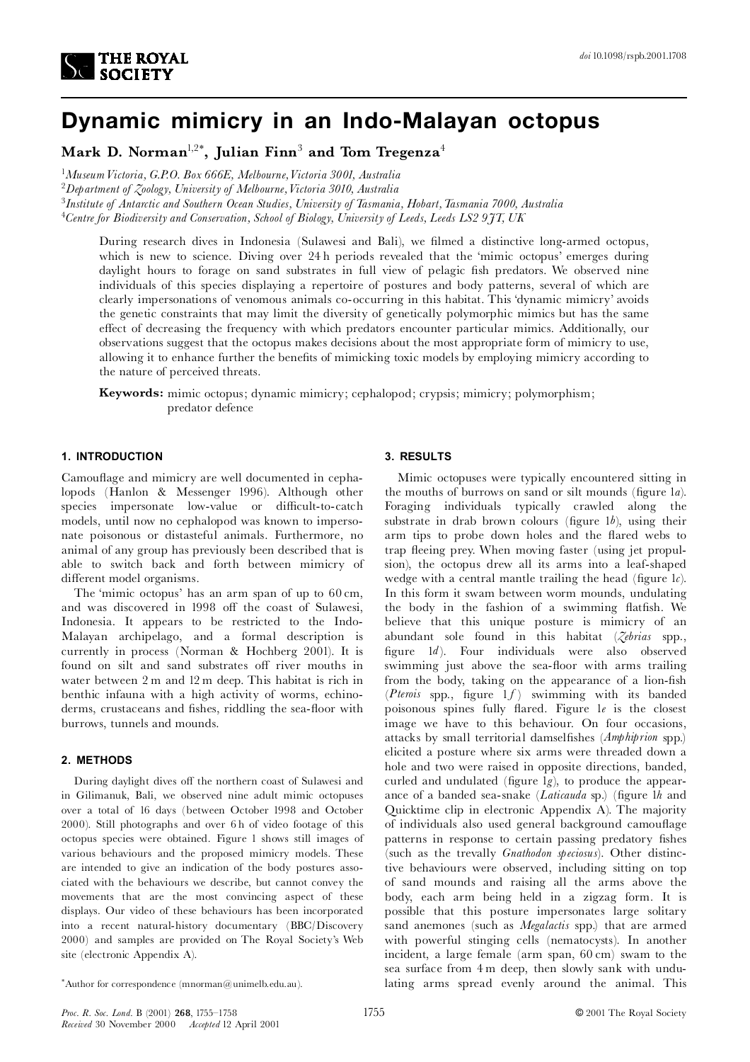# Dynamic mimicry in an Indo-Malayan octopus

**Mark D. Norman**[1,2*], **Julian Finn**[3] **and Tom Tregenza**[4]

[1] *Museum Victoria, G.P.O. Box 666E, Melbourne, Victoria 3001, Australia*
[2] *Department of Zoology, University of Melbourne, Victoria 3010, Australia*
[3] *Institute of Antarctic and Southern Ocean Studies, University of Tasmania, Hobart, Tasmania 7000, Australia*
[4] *Centre for Biodiversity and Conservation, School of Biology, University of Leeds, Leeds LS2 9JT, UK*

During research dives in Indonesia (Sulawesi and Bali), we filmed a distinctive long-armed octopus, which is new to science. Diving over 24 h periods revealed that the 'mimic octopus' emerges during daylight hours to forage on sand substrates in full view of pelagic fish predators. We observed nine individuals of this species displaying a repertoire of postures and body patterns, several of which are clearly impersonations of venomous animals co-occurring in this habitat. This 'dynamic mimicry' avoids the genetic constraints that may limit the diversity of genetically polymorphic mimics but has the same effect of decreasing the frequency with which predators encounter particular mimics. Additionally, our observations suggest that the octopus makes decisions about the most appropriate form of mimicry to use, allowing it to enhance further the benefits of mimicking toxic models by employing mimicry according to the nature of perceived threats.

**Keywords:** mimic octopus; dynamic mimicry; cephalopod; crypsis; mimicry; polymorphism; predator defence

## 1. INTRODUCTION

Camouflage and mimicry are well documented in cephalopods (Hanlon & Messenger 1996). Although other species impersonate low-value or difficult-to-catch models, until now no cephalopod was known to impersonate poisonous or distasteful animals. Furthermore, no animal of any group has previously been described that is able to switch back and forth between mimicry of different model organisms.

The 'mimic octopus' has an arm span of up to 60 cm, and was discovered in 1998 off the coast of Sulawesi, Indonesia. It appears to be restricted to the Indo-Malayan archipelago, and a formal description is currently in process (Norman & Hochberg 2001). It is found on silt and sand substrates off river mouths in water between 2 m and 12 m deep. This habitat is rich in benthic infauna with a high activity of worms, echinoderms, crustaceans and fishes, riddling the sea-floor with burrows, tunnels and mounds.

## 2. METHODS

During daylight dives off the northern coast of Sulawesi and in Gilimanuk, Bali, we observed nine adult mimic octopuses over a total of 16 days (between October 1998 and October 2000). Still photographs and over 6 h of video footage of this octopus species were obtained. Figure 1 shows still images of various behaviours and the proposed mimicry models. These are intended to give an indication of the body postures associated with the behaviours we describe, but cannot convey the movements that are the most convincing aspect of these displays. Our video of these behaviours has been incorporated into a recent natural-history documentary (BBC/Discovery 2000) and samples are provided on The Royal Society's Web site (electronic Appendix A).

## 3. RESULTS

Mimic octopuses were typically encountered sitting in the mouths of burrows on sand or silt mounds (figure 1*a*). Foraging individuals typically crawled along the substrate in drab brown colours (figure 1*b*), using their arm tips to probe down holes and the flared webs to trap fleeing prey. When moving faster (using jet propulsion), the octopus drew all its arms into a leaf-shaped wedge with a central mantle trailing the head (figure 1*c*). In this form it swam between worm mounds, undulating the body in the fashion of a swimming flatfish. We believe that this unique posture is mimicry of an abundant sole found in this habitat (*Zebrias* spp., figure 1*d*). Four individuals were also observed swimming just above the sea-floor with arms trailing from the body, taking on the appearance of a lion-fish (*Pterois* spp., figure 1*f*) swimming with its banded poisonous spines fully flared. Figure 1*e* is the closest image we have to this behaviour. On four occasions, attacks by small territorial damselfishes (*Amphiprion* spp.) elicited a posture where six arms were threaded down a hole and two were raised in opposite directions, banded, curled and undulated (figure 1*g*), to produce the appearance of a banded sea-snake (*Laticauda* sp.) (figure 1*h* and Quicktime clip in electronic Appendix A). The majority of individuals also used general background camouflage patterns in response to certain passing predatory fishes (such as the trevally *Gnathodon speciosus*). Other distinctive behaviours were observed, including sitting on top of sand mounds and raising all the arms above the body, each arm being held in a zigzag form. It is possible that this posture impersonates large solitary sand anemones (such as *Megalactis* spp.) that are armed with powerful stinging cells (nematocysts). In another incident, a large female (arm span, 60 cm) swam to the sea surface from 4 m deep, then slowly sank with undulating arms spread evenly around the animal. This

*Author for correspondence (mnorman@unimelb.edu.au).

*Received* 30 November 2000 *Accepted* 12 April 2001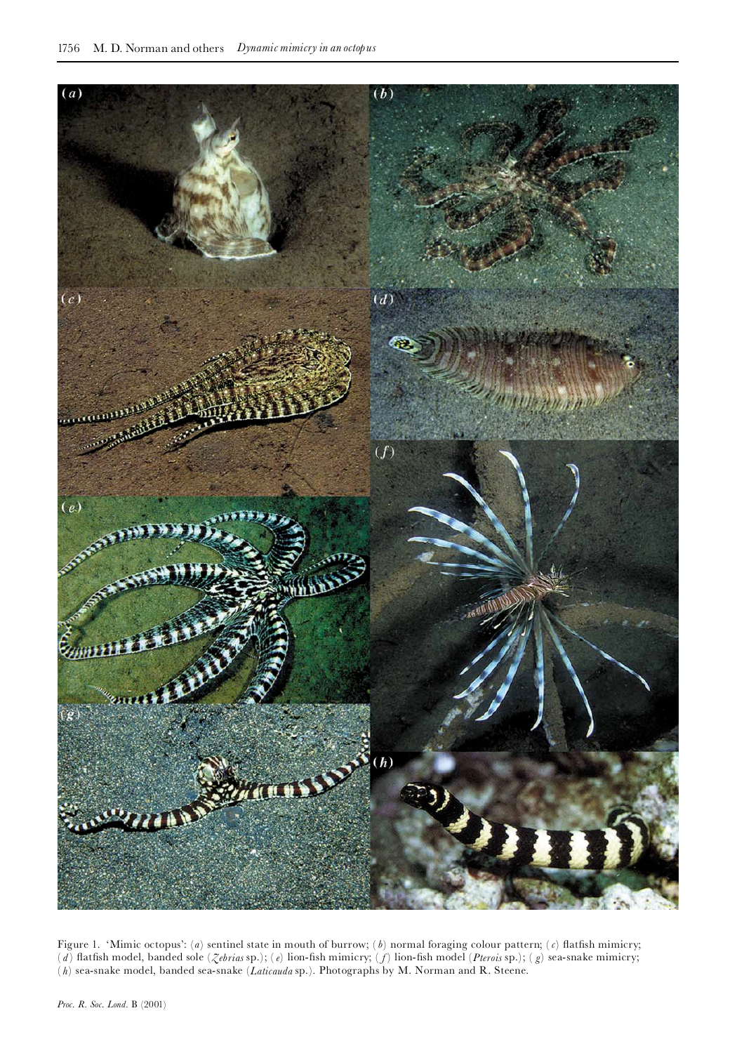Figure 1. 'Mimic octopus': (*a*) sentinel state in mouth of burrow; (*b*) normal foraging colour pattern; (*c*) flatfish mimicry; (*d*) flatfish model, banded sole (*Zebrias* sp.); (*e*) lion-fish mimicry; (*f*) lion-fish model (*Pterois* sp.); (*g*) sea-snake mimicry; (*h*) sea-snake model, banded sea-snake (*Laticauda* sp.). Photographs by M. Norman and R. Steene.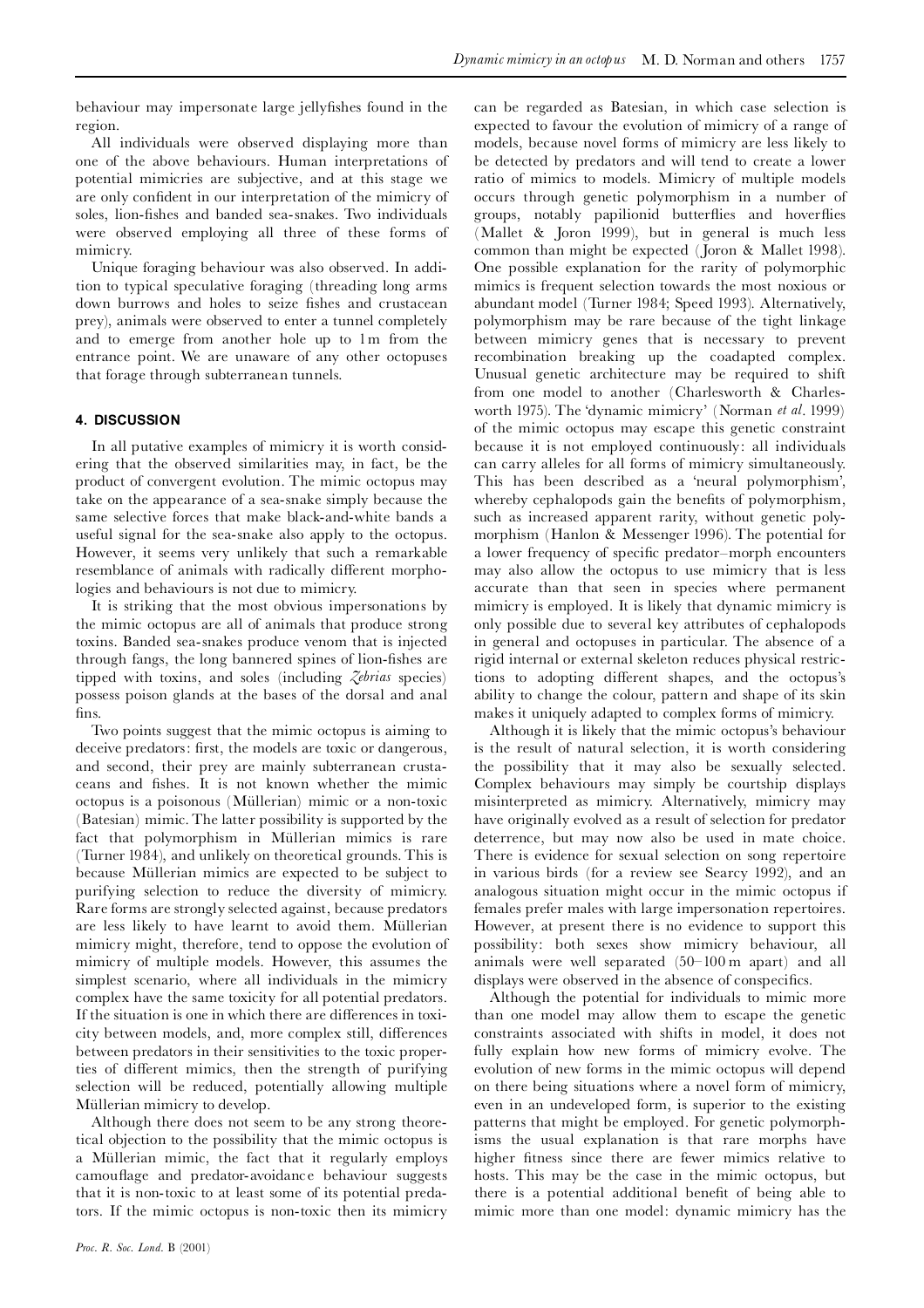behaviour may impersonate large jellyfishes found in the region.

All individuals were observed displaying more than one of the above behaviours. Human interpretations of potential mimicries are subjective, and at this stage we are only confident in our interpretation of the mimicry of soles, lion-fishes and banded sea-snakes. Two individuals were observed employing all three of these forms of mimicry.

Unique foraging behaviour was also observed. In addition to typical speculative foraging (threading long arms down burrows and holes to seize fishes and crustacean prey), animals were observed to enter a tunnel completely and to emerge from another hole up to 1 m from the entrance point. We are unaware of any other octopuses that forage through subterranean tunnels.

## 4. DISCUSSION

In all putative examples of mimicry it is worth considering that the observed similarities may, in fact, be the product of convergent evolution. The mimic octopus may take on the appearance of a sea-snake simply because the same selective forces that make black-and-white bands a useful signal for the sea-snake also apply to the octopus. However, it seems very unlikely that such a remarkable resemblance of animals with radically different morphologies and behaviours is not due to mimicry.

It is striking that the most obvious impersonations by the mimic octopus are all of animals that produce strong toxins. Banded sea-snakes produce venom that is injected through fangs, the long bannered spines of lion-fishes are tipped with toxins, and soles (including *Zebrias* species) possess poison glands at the bases of the dorsal and anal fins.

Two points suggest that the mimic octopus is aiming to deceive predators: first, the models are toxic or dangerous, and second, their prey are mainly subterranean crustaceans and fishes. It is not known whether the mimic octopus is a poisonous (Müllerian) mimic or a non-toxic (Batesian) mimic. The latter possibility is supported by the fact that polymorphism in Müllerian mimics is rare (Turner 1984), and unlikely on theoretical grounds. This is because Müllerian mimics are expected to be subject to purifying selection to reduce the diversity of mimicry. Rare forms are strongly selected against, because predators are less likely to have learnt to avoid them. Müllerian mimicry might, therefore, tend to oppose the evolution of mimicry of multiple models. However, this assumes the simplest scenario, where all individuals in the mimicry complex have the same toxicity for all potential predators. If the situation is one in which there are differences in toxicity between models, and, more complex still, differences between predators in their sensitivities to the toxic properties of different mimics, then the strength of purifying selection will be reduced, potentially allowing multiple Müllerian mimicry to develop.

Although there does not seem to be any strong theoretical objection to the possibility that the mimic octopus is a Müllerian mimic, the fact that it regularly employs camouflage and predator-avoidance behaviour suggests that it is non-toxic to at least some of its potential predators. If the mimic octopus is non-toxic then its mimicry can be regarded as Batesian, in which case selection is expected to favour the evolution of mimicry of a range of models, because novel forms of mimicry are less likely to be detected by predators and will tend to create a lower ratio of mimics to models. Mimicry of multiple models occurs through genetic polymorphism in a number of groups, notably papilionid butterflies and hoverflies (Mallet & Joron 1999), but in general is much less common than might be expected (Joron & Mallet 1998). One possible explanation for the rarity of polymorphic mimics is frequent selection towards the most noxious or abundant model (Turner 1984; Speed 1993). Alternatively, polymorphism may be rare because of the tight linkage between mimicry genes that is necessary to prevent recombination breaking up the coadapted complex. Unusual genetic architecture may be required to shift from one model to another (Charlesworth & Charlesworth 1975). The 'dynamic mimicry' (Norman *et al*. 1999) of the mimic octopus may escape this genetic constraint because it is not employed continuously: all individuals can carry alleles for all forms of mimicry simultaneously. This has been described as a 'neural polymorphism', whereby cephalopods gain the benefits of polymorphism, such as increased apparent rarity, without genetic polymorphism (Hanlon & Messenger 1996). The potential for a lower frequency of specific predator–morph encounters may also allow the octopus to use mimicry that is less accurate than that seen in species where permanent mimicry is employed. It is likely that dynamic mimicry is only possible due to several key attributes of cephalopods in general and octopuses in particular. The absence of a rigid internal or external skeleton reduces physical restrictions to adopting different shapes, and the octopus's ability to change the colour, pattern and shape of its skin makes it uniquely adapted to complex forms of mimicry.

Although it is likely that the mimic octopus's behaviour is the result of natural selection, it is worth considering the possibility that it may also be sexually selected. Complex behaviours may simply be courtship displays misinterpreted as mimicry. Alternatively, mimicry may have originally evolved as a result of selection for predator deterrence, but may now also be used in mate choice. There is evidence for sexual selection on song repertoire in various birds (for a review see Searcy 1992), and an analogous situation might occur in the mimic octopus if females prefer males with large impersonation repertoires. However, at present there is no evidence to support this possibility: both sexes show mimicry behaviour, all animals were well separated (50–100 m apart) and all displays were observed in the absence of conspecifics.

Although the potential for individuals to mimic more than one model may allow them to escape the genetic constraints associated with shifts in model, it does not fully explain how new forms of mimicry evolve. The evolution of new forms in the mimic octopus will depend on there being situations where a novel form of mimicry, even in an undeveloped form, is superior to the existing patterns that might be employed. For genetic polymorphisms the usual explanation is that rare morphs have higher fitness since there are fewer mimics relative to hosts. This may be the case in the mimic octopus, but there is a potential additional benefit of being able to mimic more than one model: dynamic mimicry has the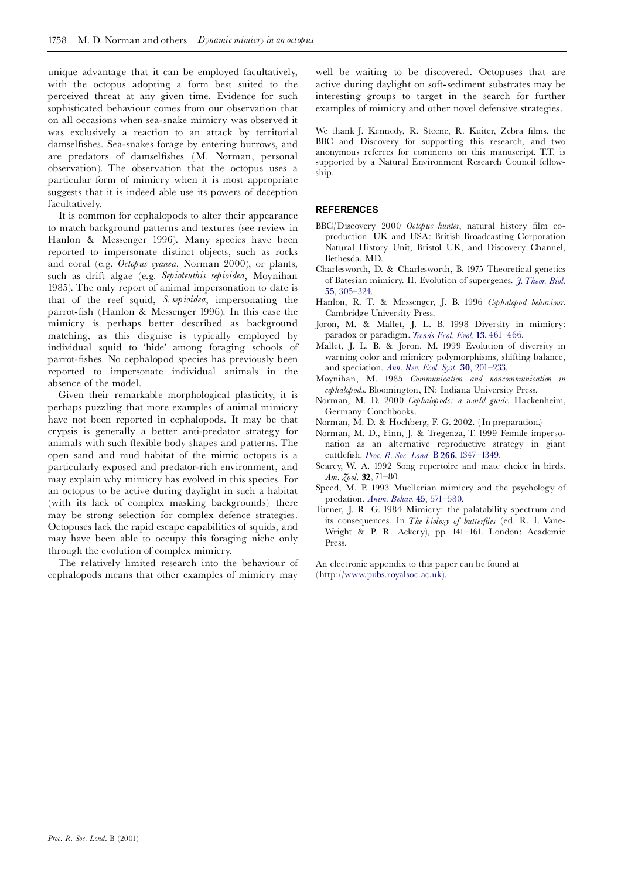unique advantage that it can be employed facultatively, with the octopus adopting a form best suited to the perceived threat at any given time. Evidence for such sophisticated behaviour comes from our observation that on all occasions when sea-snake mimicry was observed it was exclusively a reaction to an attack by territorial damselfishes. Sea-snakes forage by entering burrows, and are predators of damselfishes (M. Norman, personal observation). The observation that the octopus uses a particular form of mimicry when it is most appropriate suggests that it is indeed able use its powers of deception facultatively.

It is common for cephalopods to alter their appearance to match background patterns and textures (see review in Hanlon & Messenger 1996). Many species have been reported to impersonate distinct objects, such as rocks and coral (e.g. *Octopus cyanea*, Norman 2000), or plants, such as drift algae (e.g. *Sepioteuthis sepioidea*, Moynihan 1985). The only report of animal impersonation to date is that of the reef squid, *S. sepioidea*, impersonating the parrot-fish (Hanlon & Messenger 1996). In this case the mimicry is perhaps better described as background matching, as this disguise is typically employed by individual squid to 'hide' among foraging schools of parrot-fishes. No cephalopod species has previously been reported to impersonate individual animals in the absence of the model.

Given their remarkable morphological plasticity, it is perhaps puzzling that more examples of animal mimicry have not been reported in cephalopods. It may be that crypsis is generally a better anti-predator strategy for animals with such flexible body shapes and patterns. The open sand and mud habitat of the mimic octopus is a particularly exposed and predator-rich environment, and may explain why mimicry has evolved in this species. For an octopus to be active during daylight in such a habitat (with its lack of complex masking backgrounds) there may be strong selection for complex defence strategies. Octopuses lack the rapid escape capabilities of squids, and may have been able to occupy this foraging niche only through the evolution of complex mimicry.

The relatively limited research into the behaviour of cephalopods means that other examples of mimicry may well be waiting to be discovered. Octopuses that are active during daylight on soft-sediment substrates may be interesting groups to target in the search for further examples of mimicry and other novel defensive strategies.

We thank J. Kennedy, R. Steene, R. Kuiter, Zebra films, the BBC and Discovery for supporting this research, and two anonymous referees for comments on this manuscript. T.T. is supported by a Natural Environment Research Council fellowship.

## REFERENCES

BBC/Discovery 2000 *Octopus hunter*, natural history film co-production. UK and USA: British Broadcasting Corporation Natural History Unit, Bristol UK, and Discovery Channel, Bethesda, MD.

Charlesworth, D. & Charlesworth, B. 1975 Theoretical genetics of Batesian mimicry. II. Evolution of supergenes. *J. Theor. Biol.* **55**, 305–324.

Hanlon, R. T. & Messenger, J. B. 1996 *Cephalopod behaviour*. Cambridge University Press.

Joron, M. & Mallet, J. L. B. 1998 Diversity in mimicry: paradox or paradigm. *Trends Ecol. Evol.* **13**, 461–466.

Mallet, J. L. B. & Joron, M. 1999 Evolution of diversity in warning color and mimicry polymorphisms, shifting balance, and speciation. *Ann. Rev. Ecol. Syst.* **30**, 201–233.

Moynihan, M. 1985 *Communication and noncommunication in cephalopods*. Bloomington, IN: Indiana University Press.

Norman, M. D. 2000 *Cephalopods: a world guide*. Hackenheim, Germany: Conchbooks.

Norman, M. D. & Hochberg, F. G. 2002. (In preparation.)

Norman, M. D., Finn, J. & Tregenza, T. 1999 Female impersonation as an alternative reproductive strategy in giant cuttlefish. *Proc. R. Soc. Lond.* B **266**, 1347–1349.

Searcy, W. A. 1992 Song repertoire and mate choice in birds. *Am. Zool.* **32**, 71–80.

Speed, M. P. 1993 Muellerian mimicry and the psychology of predation. *Anim. Behav.* **45**, 571–580.

Turner, J. R. G. 1984 Mimicry: the palatability spectrum and its consequences. In *The biology of butterflies* (ed. R. I. Vane-Wright & P. R. Ackery), pp. 141–161. London: Academic Press.

An electronic appendix to this paper can be found at (http://www.pubs.royalsoc.ac.uk).